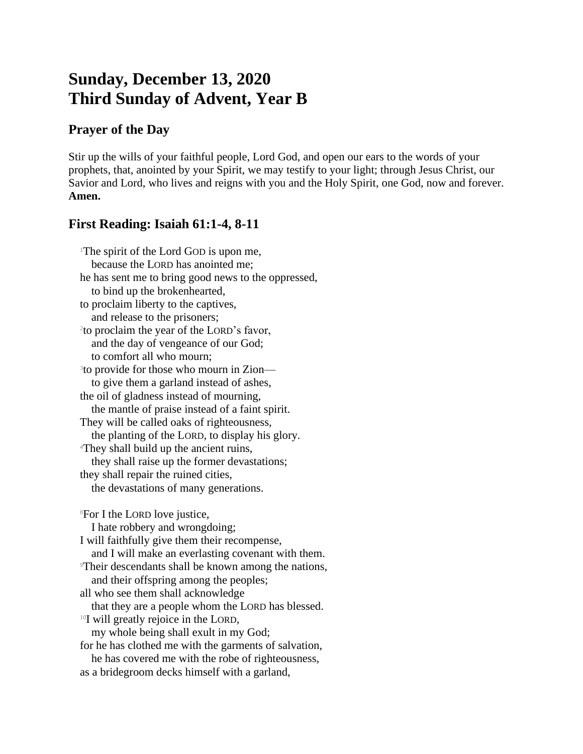# Sunday, December 13, 2020
# Third Sunday of Advent, Year B

## Prayer of the Day

Stir up the wills of your faithful people, Lord God, and open our ears to the words of your prophets, that, anointed by your Spirit, we may testify to your light; through Jesus Christ, our Savior and Lord, who lives and reigns with you and the Holy Spirit, one God, now and forever. **Amen.**

## First Reading: Isaiah 61:1-4, 8-11

[1]The spirit of the Lord GOD is upon me,
  because the LORD has anointed me;
he has sent me to bring good news to the oppressed,
  to bind up the brokenhearted,
to proclaim liberty to the captives,
  and release to the prisoners;
[2]to proclaim the year of the LORD's favor,
  and the day of vengeance of our God;
  to comfort all who mourn;
[3]to provide for those who mourn in Zion—
  to give them a garland instead of ashes,
the oil of gladness instead of mourning,
  the mantle of praise instead of a faint spirit.
They will be called oaks of righteousness,
  the planting of the LORD, to display his glory.
[4]They shall build up the ancient ruins,
  they shall raise up the former devastations;
they shall repair the ruined cities,
  the devastations of many generations.

[8]For I the LORD love justice,
  I hate robbery and wrongdoing;
I will faithfully give them their recompense,
  and I will make an everlasting covenant with them.
[9]Their descendants shall be known among the nations,
  and their offspring among the peoples;
all who see them shall acknowledge
  that they are a people whom the LORD has blessed.
[10]I will greatly rejoice in the LORD,
  my whole being shall exult in my God;
for he has clothed me with the garments of salvation,
  he has covered me with the robe of righteousness,
as a bridegroom decks himself with a garland,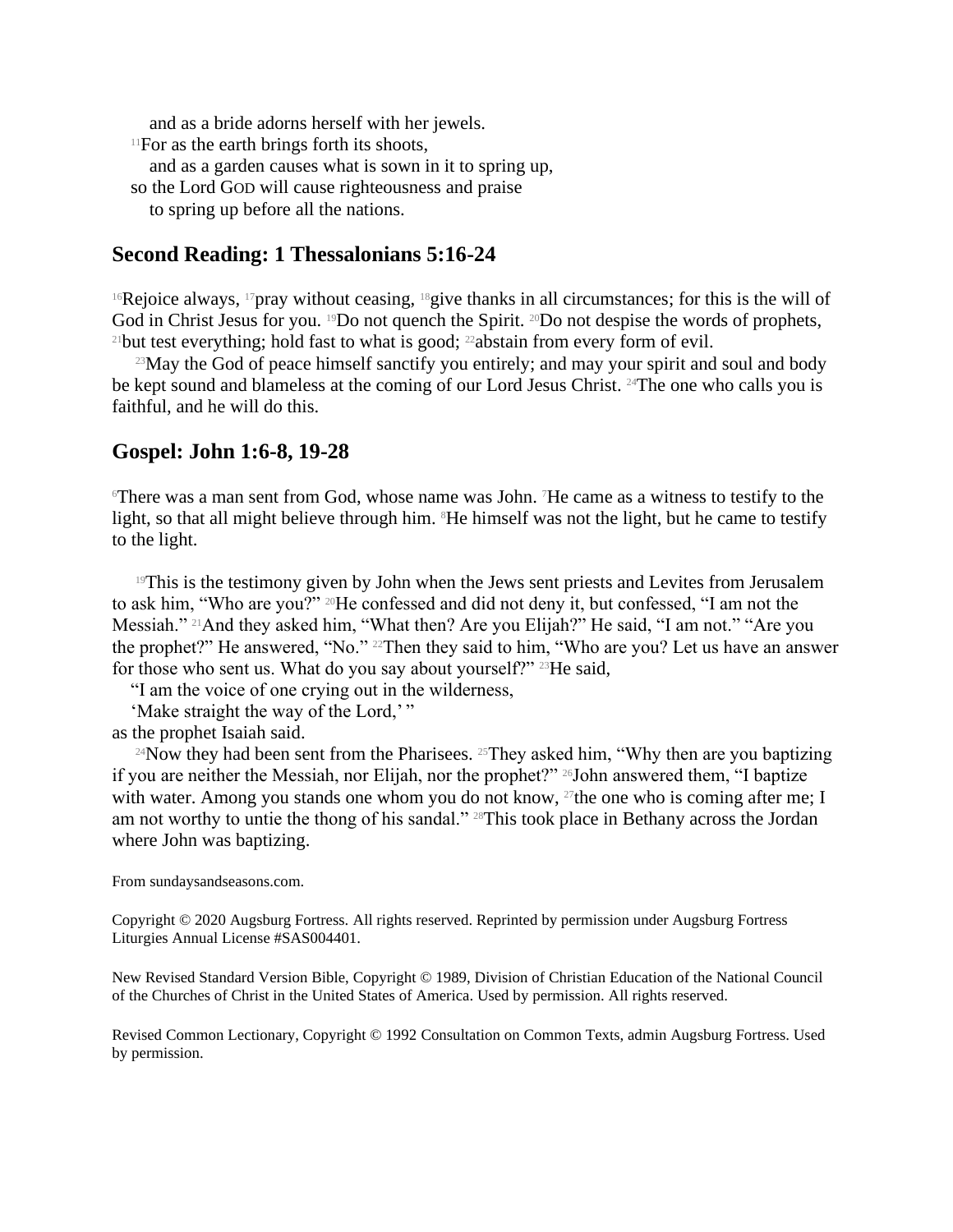and as a bride adorns herself with her jewels.  
[11]For as the earth brings forth its shoots,  
and as a garden causes what is sown in it to spring up,  
so the Lord GOD will cause righteousness and praise  
to spring up before all the nations.

## Second Reading: 1 Thessalonians 5:16-24

[16]Rejoice always, [17]pray without ceasing, [18]give thanks in all circumstances; for this is the will of God in Christ Jesus for you. [19]Do not quench the Spirit. [20]Do not despise the words of prophets, [21]but test everything; hold fast to what is good; [22]abstain from every form of evil.

[23]May the God of peace himself sanctify you entirely; and may your spirit and soul and body be kept sound and blameless at the coming of our Lord Jesus Christ. [24]The one who calls you is faithful, and he will do this.

## Gospel: John 1:6-8, 19-28

[6]There was a man sent from God, whose name was John. [7]He came as a witness to testify to the light, so that all might believe through him. [8]He himself was not the light, but he came to testify to the light.

[19]This is the testimony given by John when the Jews sent priests and Levites from Jerusalem to ask him, "Who are you?" [20]He confessed and did not deny it, but confessed, "I am not the Messiah." [21]And they asked him, "What then? Are you Elijah?" He said, "I am not." "Are you the prophet?" He answered, "No." [22]Then they said to him, "Who are you? Let us have an answer for those who sent us. What do you say about yourself?" [23]He said,  
"I am the voice of one crying out in the wilderness,  
'Make straight the way of the Lord,' "  
as the prophet Isaiah said.

[24]Now they had been sent from the Pharisees. [25]They asked him, "Why then are you baptizing if you are neither the Messiah, nor Elijah, nor the prophet?" [26]John answered them, "I baptize with water. Among you stands one whom you do not know, [27]the one who is coming after me; I am not worthy to untie the thong of his sandal." [28]This took place in Bethany across the Jordan where John was baptizing.

From sundaysandseasons.com.

Copyright © 2020 Augsburg Fortress. All rights reserved. Reprinted by permission under Augsburg Fortress Liturgies Annual License #SAS004401.

New Revised Standard Version Bible, Copyright © 1989, Division of Christian Education of the National Council of the Churches of Christ in the United States of America. Used by permission. All rights reserved.

Revised Common Lectionary, Copyright © 1992 Consultation on Common Texts, admin Augsburg Fortress. Used by permission.